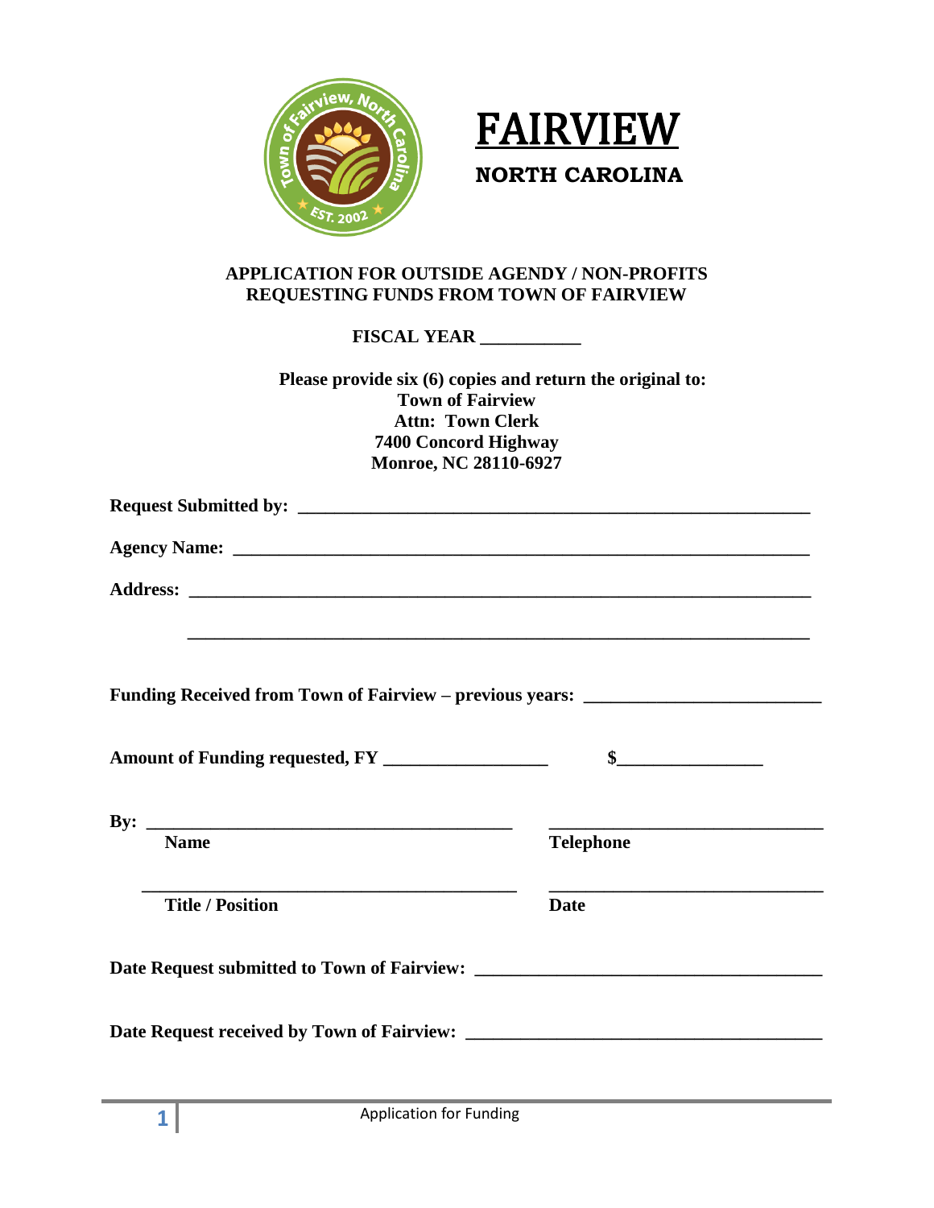# FAIRVIEW

## NORTH CAROLINA

**APPLICATION FOR OUTSIDE AGENDY / NON-PROFITS REQUESTING FUNDS FROM TOWN OF FAIRVIEW**

**FISCAL YEAR \_\_\_\_\_\_\_\_\_\_\_**

**Please provide six (6) copies and return the original to:**
**Town of Fairview**
**Attn: Town Clerk**
**7400 Concord Highway**
**Monroe, NC 28110-6927**

**Request Submitted by:** \_\_\_\_\_\_\_\_\_\_\_\_\_\_\_\_\_\_\_\_\_\_\_\_\_\_\_\_\_\_\_\_\_\_\_\_\_\_\_\_\_\_\_\_\_\_\_\_\_\_\_\_\_\_\_\_

**Agency Name:** \_\_\_\_\_\_\_\_\_\_\_\_\_\_\_\_\_\_\_\_\_\_\_\_\_\_\_\_\_\_\_\_\_\_\_\_\_\_\_\_\_\_\_\_\_\_\_\_\_\_\_\_\_\_\_\_\_\_\_\_\_\_

**Address:** \_\_\_\_\_\_\_\_\_\_\_\_\_\_\_\_\_\_\_\_\_\_\_\_\_\_\_\_\_\_\_\_\_\_\_\_\_\_\_\_\_\_\_\_\_\_\_\_\_\_\_\_\_\_\_\_\_\_\_\_\_\_\_\_\_\_

\_\_\_\_\_\_\_\_\_\_\_\_\_\_\_\_\_\_\_\_\_\_\_\_\_\_\_\_\_\_\_\_\_\_\_\_\_\_\_\_\_\_\_\_\_\_\_\_\_\_\_\_\_\_\_\_\_\_\_\_\_\_\_\_\_\_

**Funding Received from Town of Fairview – previous years:** \_\_\_\_\_\_\_\_\_\_\_\_\_\_\_\_\_\_\_\_\_\_\_\_\_

**Amount of Funding requested, FY** \_\_\_\_\_\_\_\_\_\_\_\_\_\_\_\_\_\_ **$**\_\_\_\_\_\_\_\_\_\_\_\_\_\_\_\_

**By:** \_\_\_\_\_\_\_\_\_\_\_\_\_\_\_\_\_\_\_\_\_\_\_\_\_\_\_\_\_\_\_\_\_\_\_\_\_\_\_\_ \_\_\_\_\_\_\_\_\_\_\_\_\_\_\_\_\_\_\_\_\_\_\_\_\_\_\_\_\_\_
**Name** **Telephone**

\_\_\_\_\_\_\_\_\_\_\_\_\_\_\_\_\_\_\_\_\_\_\_\_\_\_\_\_\_\_\_\_\_\_\_\_\_\_\_\_ \_\_\_\_\_\_\_\_\_\_\_\_\_\_\_\_\_\_\_\_\_\_\_\_\_\_\_\_\_\_
**Title / Position** **Date**

**Date Request submitted to Town of Fairview:** \_\_\_\_\_\_\_\_\_\_\_\_\_\_\_\_\_\_\_\_\_\_\_\_\_\_\_\_\_\_\_\_\_\_\_\_\_\_

**Date Request received by Town of Fairview:** \_\_\_\_\_\_\_\_\_\_\_\_\_\_\_\_\_\_\_\_\_\_\_\_\_\_\_\_\_\_\_\_\_\_\_\_\_\_\_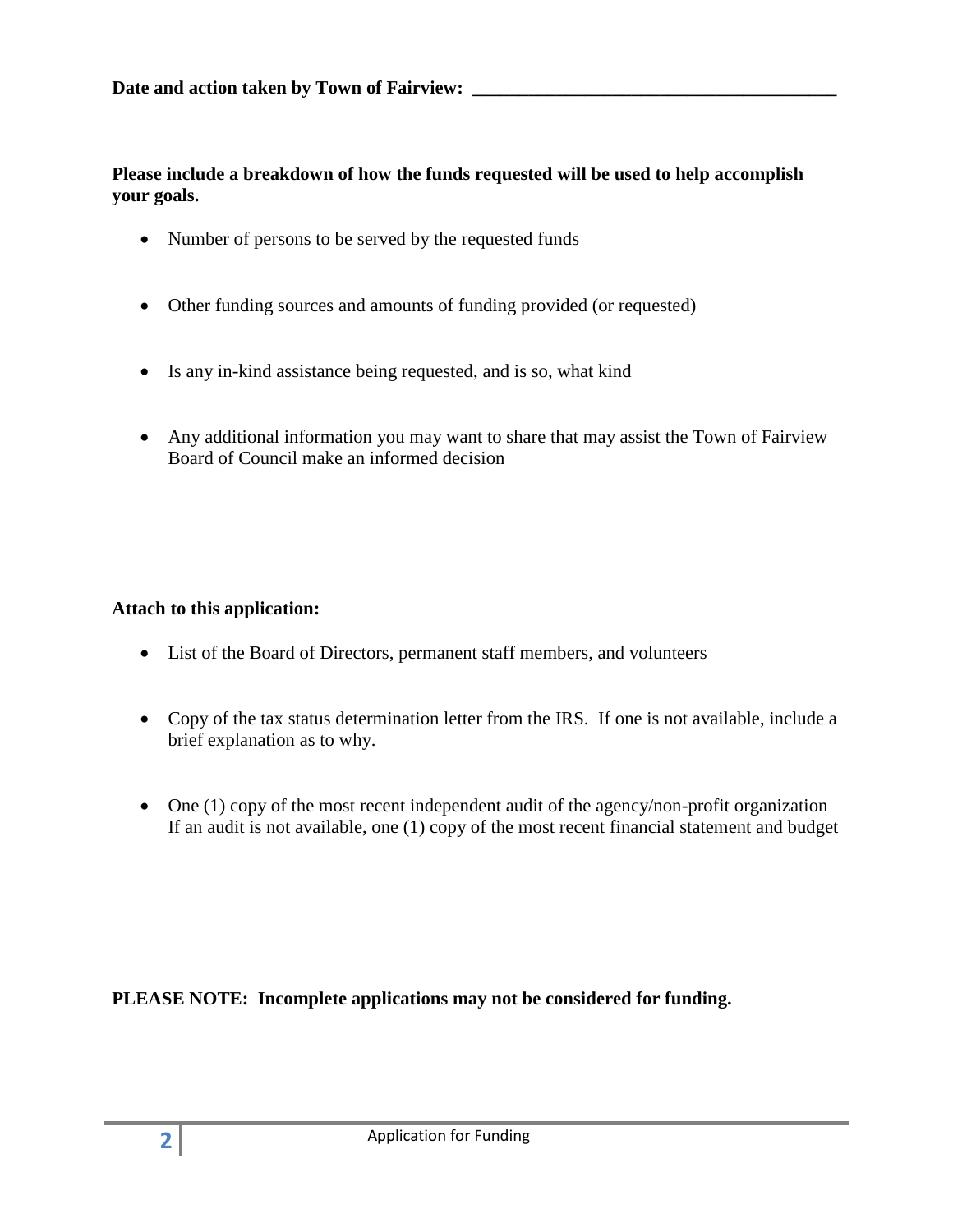**Date and action taken by Town of Fairview: ________________________________________**

**Please include a breakdown of how the funds requested will be used to help accomplish your goals.**

- Number of persons to be served by the requested funds
- Other funding sources and amounts of funding provided (or requested)
- Is any in-kind assistance being requested, and is so, what kind
- Any additional information you may want to share that may assist the Town of Fairview Board of Council make an informed decision

**Attach to this application:**

- List of the Board of Directors, permanent staff members, and volunteers
- Copy of the tax status determination letter from the IRS. If one is not available, include a brief explanation as to why.
- One (1) copy of the most recent independent audit of the agency/non-profit organization If an audit is not available, one (1) copy of the most recent financial statement and budget

**PLEASE NOTE: Incomplete applications may not be considered for funding.**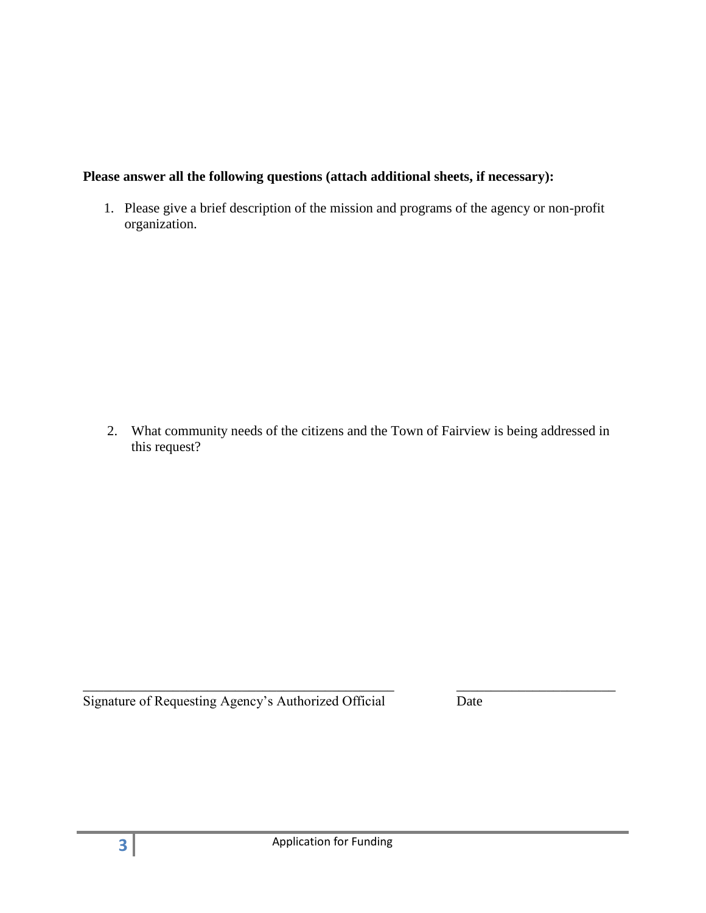**Please answer all the following questions (attach additional sheets, if necessary):**

1. Please give a brief description of the mission and programs of the agency or non-profit organization.

2. What community needs of the citizens and the Town of Fairview is being addressed in this request?

_______________________________________________ &nbsp;&nbsp;&nbsp;&nbsp;&nbsp;&nbsp;&nbsp;&nbsp; ________________________

Signature of Requesting Agency's Authorized Official &nbsp;&nbsp;&nbsp;&nbsp;&nbsp;&nbsp;&nbsp;&nbsp; Date